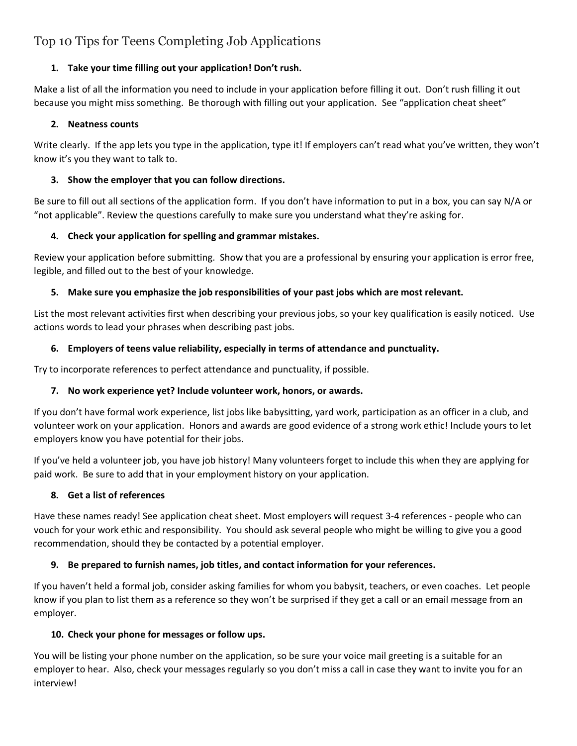# Top 10 Tips for Teens Completing Job Applications

1. **Take your time filling out your application! Don't rush.**

Make a list of all the information you need to include in your application before filling it out. Don't rush filling it out because you might miss something. Be thorough with filling out your application. See "application cheat sheet"

2. **Neatness counts**

Write clearly. If the app lets you type in the application, type it! If employers can't read what you've written, they won't know it's you they want to talk to.

3. **Show the employer that you can follow directions.**

Be sure to fill out all sections of the application form. If you don't have information to put in a box, you can say N/A or "not applicable". Review the questions carefully to make sure you understand what they're asking for.

4. **Check your application for spelling and grammar mistakes.**

Review your application before submitting. Show that you are a professional by ensuring your application is error free, legible, and filled out to the best of your knowledge.

5. **Make sure you emphasize the job responsibilities of your past jobs which are most relevant.**

List the most relevant activities first when describing your previous jobs, so your key qualification is easily noticed. Use actions words to lead your phrases when describing past jobs.

6. **Employers of teens value reliability, especially in terms of attendance and punctuality.**

Try to incorporate references to perfect attendance and punctuality, if possible.

7. **No work experience yet? Include volunteer work, honors, or awards.**

If you don't have formal work experience, list jobs like babysitting, yard work, participation as an officer in a club, and volunteer work on your application. Honors and awards are good evidence of a strong work ethic! Include yours to let employers know you have potential for their jobs.

If you've held a volunteer job, you have job history! Many volunteers forget to include this when they are applying for paid work. Be sure to add that in your employment history on your application.

8. **Get a list of references**

Have these names ready! See application cheat sheet. Most employers will request 3-4 references - people who can vouch for your work ethic and responsibility. You should ask several people who might be willing to give you a good recommendation, should they be contacted by a potential employer.

9. **Be prepared to furnish names, job titles, and contact information for your references.**

If you haven't held a formal job, consider asking families for whom you babysit, teachers, or even coaches. Let people know if you plan to list them as a reference so they won't be surprised if they get a call or an email message from an employer.

10. **Check your phone for messages or follow ups.**

You will be listing your phone number on the application, so be sure your voice mail greeting is a suitable for an employer to hear. Also, check your messages regularly so you don't miss a call in case they want to invite you for an interview!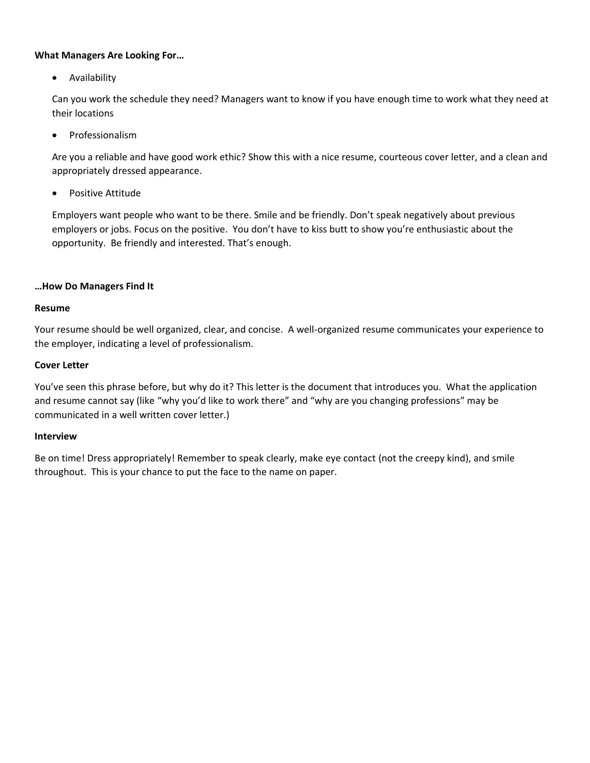**What Managers Are Looking For…**

- Availability

  Can you work the schedule they need? Managers want to know if you have enough time to work what they need at their locations

- Professionalism

  Are you a reliable and have good work ethic? Show this with a nice resume, courteous cover letter, and a clean and appropriately dressed appearance.

- Positive Attitude

  Employers want people who want to be there. Smile and be friendly. Don't speak negatively about previous employers or jobs. Focus on the positive. You don't have to kiss butt to show you're enthusiastic about the opportunity. Be friendly and interested. That's enough.

**…How Do Managers Find It**

**Resume**

Your resume should be well organized, clear, and concise. A well-organized resume communicates your experience to the employer, indicating a level of professionalism.

**Cover Letter**

You've seen this phrase before, but why do it? This letter is the document that introduces you. What the application and resume cannot say (like "why you'd like to work there" and "why are you changing professions" may be communicated in a well written cover letter.)

**Interview**

Be on time! Dress appropriately! Remember to speak clearly, make eye contact (not the creepy kind), and smile throughout. This is your chance to put the face to the name on paper.